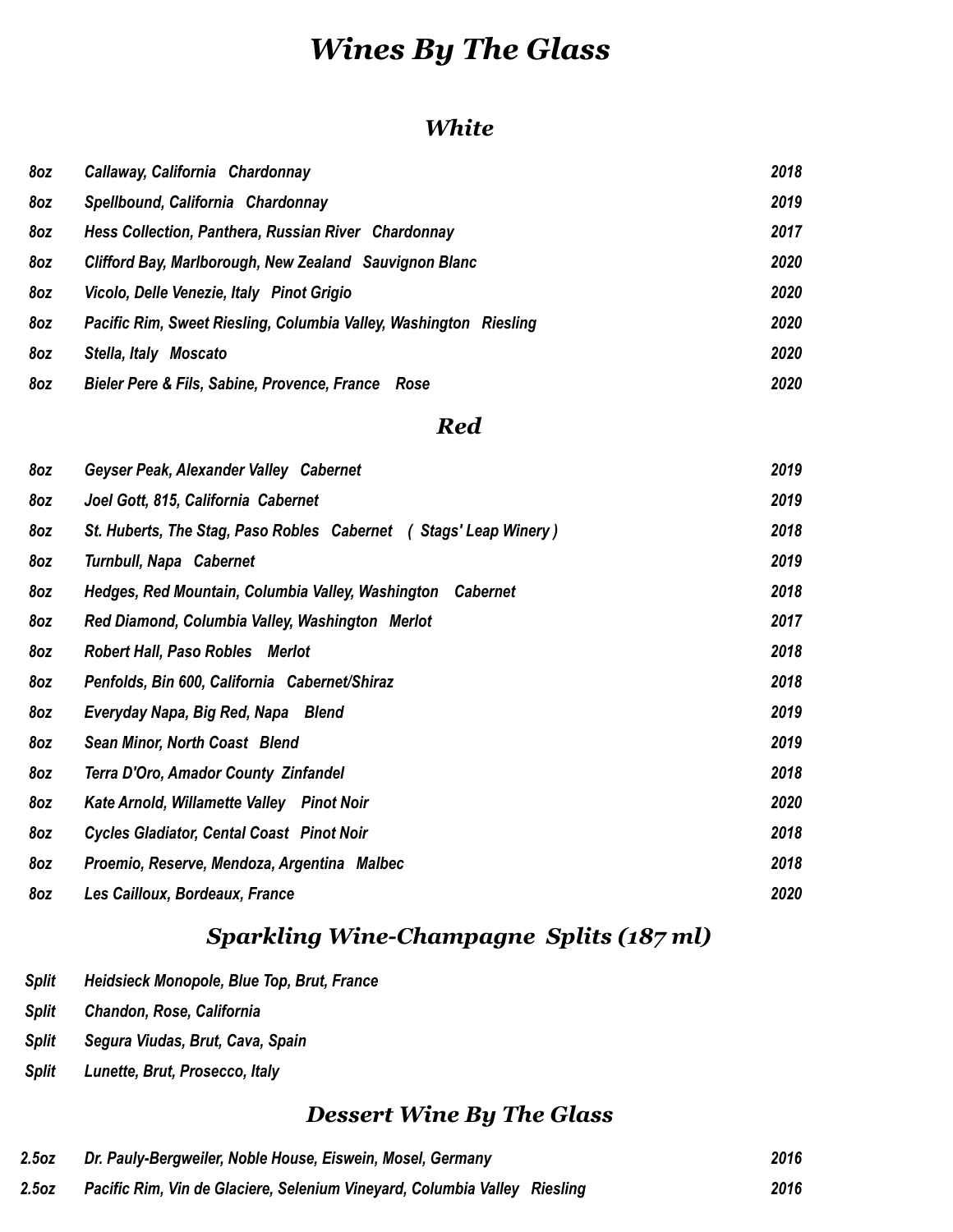# *Wines By The Glass*

## *White*

| | | |
|---|---|---|
| *8oz* | *Callaway, California   Chardonnay* | *2018* |
| *8oz* | *Spellbound, California   Chardonnay* | *2019* |
| *8oz* | *Hess Collection, Panthera, Russian River   Chardonnay* | *2017* |
| *8oz* | *Clifford Bay, Marlborough, New Zealand   Sauvignon Blanc* | *2020* |
| *8oz* | *Vicolo, Delle Venezie, Italy   Pinot Grigio* | *2020* |
| *8oz* | *Pacific Rim, Sweet Riesling, Columbia Valley, Washington   Riesling* | *2020* |
| *8oz* | *Stella, Italy   Moscato* | *2020* |
| *8oz* | *Bieler Pere & Fils, Sabine, Provence, France    Rose* | *2020* |

## *Red*

| | | |
|---|---|---|
| *8oz* | *Geyser Peak, Alexander Valley   Cabernet* | *2019* |
| *8oz* | *Joel Gott, 815, California  Cabernet* | *2019* |
| *8oz* | *St. Huberts, The Stag, Paso Robles   Cabernet    ( Stags' Leap Winery )* | *2018* |
| *8oz* | *Turnbull, Napa   Cabernet* | *2019* |
| *8oz* | *Hedges, Red Mountain, Columbia Valley, Washington    Cabernet* | *2018* |
| *8oz* | *Red Diamond, Columbia Valley, Washington   Merlot* | *2017* |
| *8oz* | *Robert Hall, Paso Robles    Merlot* | *2018* |
| *8oz* | *Penfolds, Bin 600, California   Cabernet/Shiraz* | *2018* |
| *8oz* | *Everyday Napa, Big Red, Napa    Blend* | *2019* |
| *8oz* | *Sean Minor, North Coast   Blend* | *2019* |
| *8oz* | *Terra D'Oro, Amador County  Zinfandel* | *2018* |
| *8oz* | *Kate Arnold, Willamette Valley    Pinot Noir* | *2020* |
| *8oz* | *Cycles Gladiator, Cental Coast   Pinot Noir* | *2018* |
| *8oz* | *Proemio, Reserve, Mendoza, Argentina   Malbec* | *2018* |
| *8oz* | *Les Cailloux, Bordeaux, France* | *2020* |

## *Sparkling Wine-Champagne  Splits (187 ml)*

| | |
|---|---|
| *Split* | *Heidsieck Monopole, Blue Top, Brut, France* |
| *Split* | *Chandon, Rose, California* |
| *Split* | *Segura Viudas, Brut, Cava, Spain* |
| *Split* | *Lunette, Brut, Prosecco, Italy* |

## *Dessert Wine By The Glass*

| | | |
|---|---|---|
| *2.5oz* | *Dr. Pauly-Bergweiler, Noble House, Eiswein, Mosel, Germany* | *2016* |
| *2.5oz* | *Pacific Rim, Vin de Glaciere, Selenium Vineyard, Columbia Valley   Riesling* | *2016* |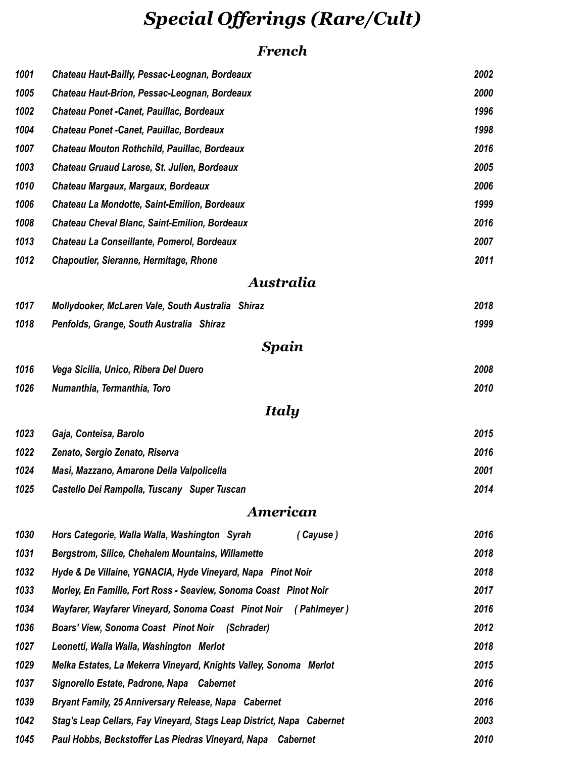# *Special Offerings (Rare/Cult)*

## *French*

| | | |
|---|---|---|
| *1001* | *Chateau Haut-Bailly, Pessac-Leognan, Bordeaux* | *2002* |
| *1005* | *Chateau Haut-Brion, Pessac-Leognan, Bordeaux* | *2000* |
| *1002* | *Chateau Ponet -Canet, Pauillac, Bordeaux* | *1996* |
| *1004* | *Chateau Ponet -Canet, Pauillac, Bordeaux* | *1998* |
| *1007* | *Chateau Mouton Rothchild, Pauillac, Bordeaux* | *2016* |
| *1003* | *Chateau Gruaud Larose, St. Julien, Bordeaux* | *2005* |
| *1010* | *Chateau Margaux, Margaux, Bordeaux* | *2006* |
| *1006* | *Chateau La Mondotte, Saint-Emilion, Bordeaux* | *1999* |
| *1008* | *Chateau Cheval Blanc, Saint-Emilion, Bordeaux* | *2016* |
| *1013* | *Chateau La Conseillante, Pomerol, Bordeaux* | *2007* |
| *1012* | *Chapoutier, Sieranne, Hermitage, Rhone* | *2011* |

## *Australia*

| | | |
|---|---|---|
| *1017* | *Mollydooker, McLaren Vale, South Australia Shiraz* | *2018* |
| *1018* | *Penfolds, Grange, South Australia Shiraz* | *1999* |

## *Spain*

| | | |
|---|---|---|
| *1016* | *Vega Sicilia, Unico, Ribera Del Duero* | *2008* |
| *1026* | *Numanthia, Termanthia, Toro* | *2010* |

## *Italy*

| | | |
|---|---|---|
| *1023* | *Gaja, Conteisa, Barolo* | *2015* |
| *1022* | *Zenato, Sergio Zenato, Riserva* | *2016* |
| *1024* | *Masi, Mazzano, Amarone Della Valpolicella* | *2001* |
| *1025* | *Castello Dei Rampolla, Tuscany Super Tuscan* | *2014* |

## *American*

| | | |
|---|---|---|
| *1030* | *Hors Categorie, Walla Walla, Washington Syrah ( Cayuse )* | *2016* |
| *1031* | *Bergstrom, Silice, Chehalem Mountains, Willamette* | *2018* |
| *1032* | *Hyde & De Villaine, YGNACIA, Hyde Vineyard, Napa Pinot Noir* | *2018* |
| *1033* | *Morley, En Famille, Fort Ross - Seaview, Sonoma Coast Pinot Noir* | *2017* |
| *1034* | *Wayfarer, Wayfarer Vineyard, Sonoma Coast Pinot Noir ( Pahlmeyer )* | *2016* |
| *1036* | *Boars' View, Sonoma Coast Pinot Noir (Schrader)* | *2012* |
| *1027* | *Leonetti, Walla Walla, Washington Merlot* | *2018* |
| *1029* | *Melka Estates, La Mekerra Vineyard, Knights Valley, Sonoma Merlot* | *2015* |
| *1037* | *Signorello Estate, Padrone, Napa Cabernet* | *2016* |
| *1039* | *Bryant Family, 25 Anniversary Release, Napa Cabernet* | *2016* |
| *1042* | *Stag's Leap Cellars, Fay Vineyard, Stags Leap District, Napa Cabernet* | *2003* |
| *1045* | *Paul Hobbs, Beckstoffer Las Piedras Vineyard, Napa Cabernet* | *2010* |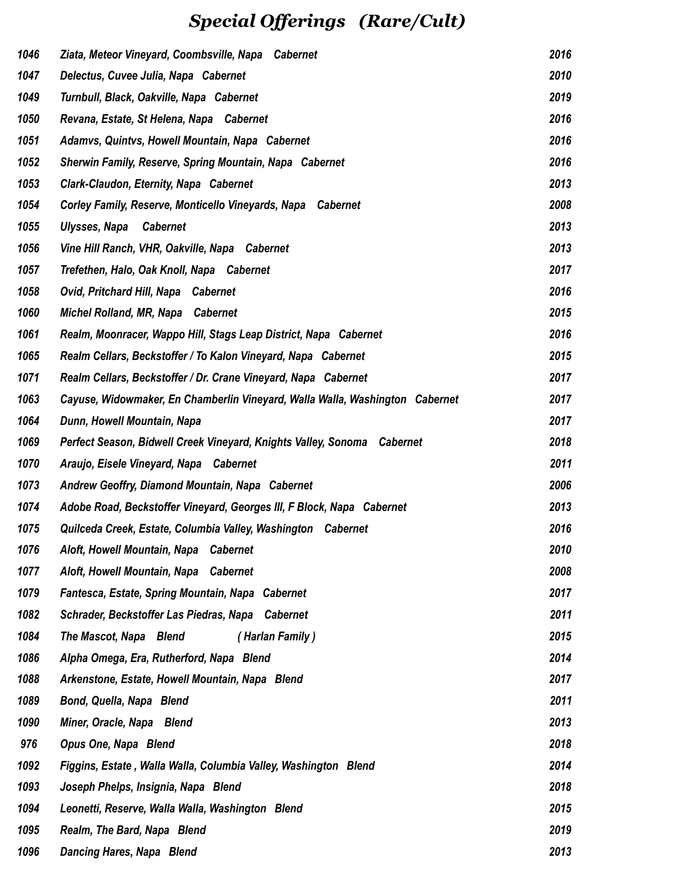# *Special Offerings (Rare/Cult)*

| | | |
|---|---|---|
| *1046* | *Ziata, Meteor Vineyard, Coombsville, Napa Cabernet* | *2016* |
| *1047* | *Delectus, Cuvee Julia, Napa Cabernet* | *2010* |
| *1049* | *Turnbull, Black, Oakville, Napa Cabernet* | *2019* |
| *1050* | *Revana, Estate, St Helena, Napa Cabernet* | *2016* |
| *1051* | *Adamvs, Quintvs, Howell Mountain, Napa Cabernet* | *2016* |
| *1052* | *Sherwin Family, Reserve, Spring Mountain, Napa Cabernet* | *2016* |
| *1053* | *Clark-Claudon, Eternity, Napa Cabernet* | *2013* |
| *1054* | *Corley Family, Reserve, Monticello Vineyards, Napa Cabernet* | *2008* |
| *1055* | *Ulysses, Napa Cabernet* | *2013* |
| *1056* | *Vine Hill Ranch, VHR, Oakville, Napa Cabernet* | *2013* |
| *1057* | *Trefethen, Halo, Oak Knoll, Napa Cabernet* | *2017* |
| *1058* | *Ovid, Pritchard Hill, Napa Cabernet* | *2016* |
| *1060* | *Michel Rolland, MR, Napa Cabernet* | *2015* |
| *1061* | *Realm, Moonracer, Wappo Hill, Stags Leap District, Napa Cabernet* | *2016* |
| *1065* | *Realm Cellars, Beckstoffer / To Kalon Vineyard, Napa Cabernet* | *2015* |
| *1071* | *Realm Cellars, Beckstoffer / Dr. Crane Vineyard, Napa Cabernet* | *2017* |
| *1063* | *Cayuse, Widowmaker, En Chamberlin Vineyard, Walla Walla, Washington Cabernet* | *2017* |
| *1064* | *Dunn, Howell Mountain, Napa* | *2017* |
| *1069* | *Perfect Season, Bidwell Creek Vineyard, Knights Valley, Sonoma Cabernet* | *2018* |
| *1070* | *Araujo, Eisele Vineyard, Napa Cabernet* | *2011* |
| *1073* | *Andrew Geoffry, Diamond Mountain, Napa Cabernet* | *2006* |
| *1074* | *Adobe Road, Beckstoffer Vineyard, Georges III, F Block, Napa Cabernet* | *2013* |
| *1075* | *Quilceda Creek, Estate, Columbia Valley, Washington Cabernet* | *2016* |
| *1076* | *Aloft, Howell Mountain, Napa Cabernet* | *2010* |
| *1077* | *Aloft, Howell Mountain, Napa Cabernet* | *2008* |
| *1079* | *Fantesca, Estate, Spring Mountain, Napa Cabernet* | *2017* |
| *1082* | *Schrader, Beckstoffer Las Piedras, Napa Cabernet* | *2011* |
| *1084* | *The Mascot, Napa Blend ( Harlan Family )* | *2015* |
| *1086* | *Alpha Omega, Era, Rutherford, Napa Blend* | *2014* |
| *1088* | *Arkenstone, Estate, Howell Mountain, Napa Blend* | *2017* |
| *1089* | *Bond, Quella, Napa Blend* | *2011* |
| *1090* | *Miner, Oracle, Napa Blend* | *2013* |
| *976* | *Opus One, Napa Blend* | *2018* |
| *1092* | *Figgins, Estate , Walla Walla, Columbia Valley, Washington Blend* | *2014* |
| *1093* | *Joseph Phelps, Insignia, Napa Blend* | *2018* |
| *1094* | *Leonetti, Reserve, Walla Walla, Washington Blend* | *2015* |
| *1095* | *Realm, The Bard, Napa Blend* | *2019* |
| *1096* | *Dancing Hares, Napa Blend* | *2013* |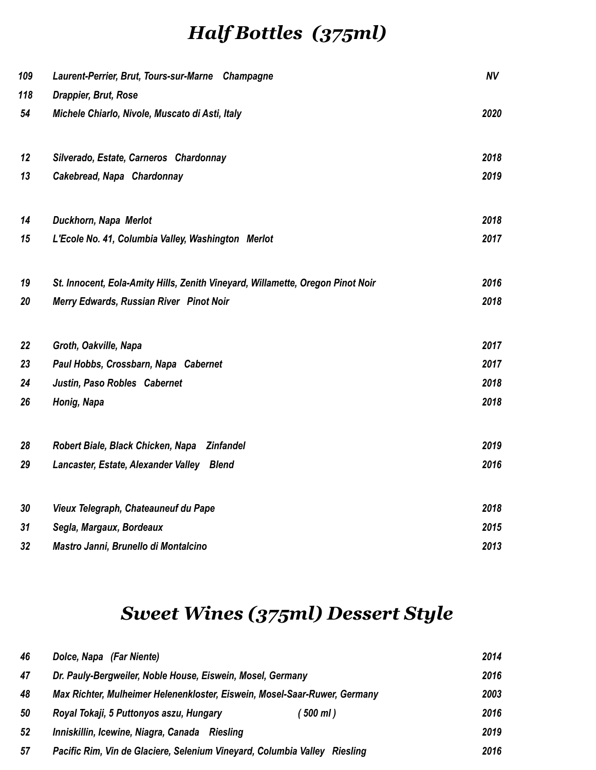# *Half Bottles (375ml)*

| | | |
|---|---|---|
| *109* | *Laurent-Perrier, Brut, Tours-sur-Marne Champagne* | *NV* |
| *118* | *Drappier, Brut, Rose* | |
| *54* | *Michele Chiarlo, Nivole, Muscato di Asti, Italy* | *2020* |
| | | |
| *12* | *Silverado, Estate, Carneros Chardonnay* | *2018* |
| *13* | *Cakebread, Napa Chardonnay* | *2019* |
| | | |
| *14* | *Duckhorn, Napa Merlot* | *2018* |
| *15* | *L'Ecole No. 41, Columbia Valley, Washington Merlot* | *2017* |
| | | |
| *19* | *St. Innocent, Eola-Amity Hills, Zenith Vineyard, Willamette, Oregon Pinot Noir* | *2016* |
| *20* | *Merry Edwards, Russian River Pinot Noir* | *2018* |
| | | |
| *22* | *Groth, Oakville, Napa* | *2017* |
| *23* | *Paul Hobbs, Crossbarn, Napa Cabernet* | *2017* |
| *24* | *Justin, Paso Robles Cabernet* | *2018* |
| *26* | *Honig, Napa* | *2018* |
| | | |
| *28* | *Robert Biale, Black Chicken, Napa Zinfandel* | *2019* |
| *29* | *Lancaster, Estate, Alexander Valley Blend* | *2016* |
| | | |
| *30* | *Vieux Telegraph, Chateauneuf du Pape* | *2018* |
| *31* | *Segla, Margaux, Bordeaux* | *2015* |
| *32* | *Mastro Janni, Brunello di Montalcino* | *2013* |

# *Sweet Wines (375ml) Dessert Style*

| | | |
|---|---|---|
| *46* | *Dolce, Napa (Far Niente)* | *2014* |
| *47* | *Dr. Pauly-Bergweiler, Noble House, Eiswein, Mosel, Germany* | *2016* |
| *48* | *Max Richter, Mulheimer Helenenkloster, Eiswein, Mosel-Saar-Ruwer, Germany* | *2003* |
| *50* | *Royal Tokaji, 5 Puttonyos aszu, Hungary ( 500 ml )* | *2016* |
| *52* | *Inniskillin, Icewine, Niagra, Canada Riesling* | *2019* |
| *57* | *Pacific Rim, Vin de Glaciere, Selenium Vineyard, Columbia Valley Riesling* | *2016* |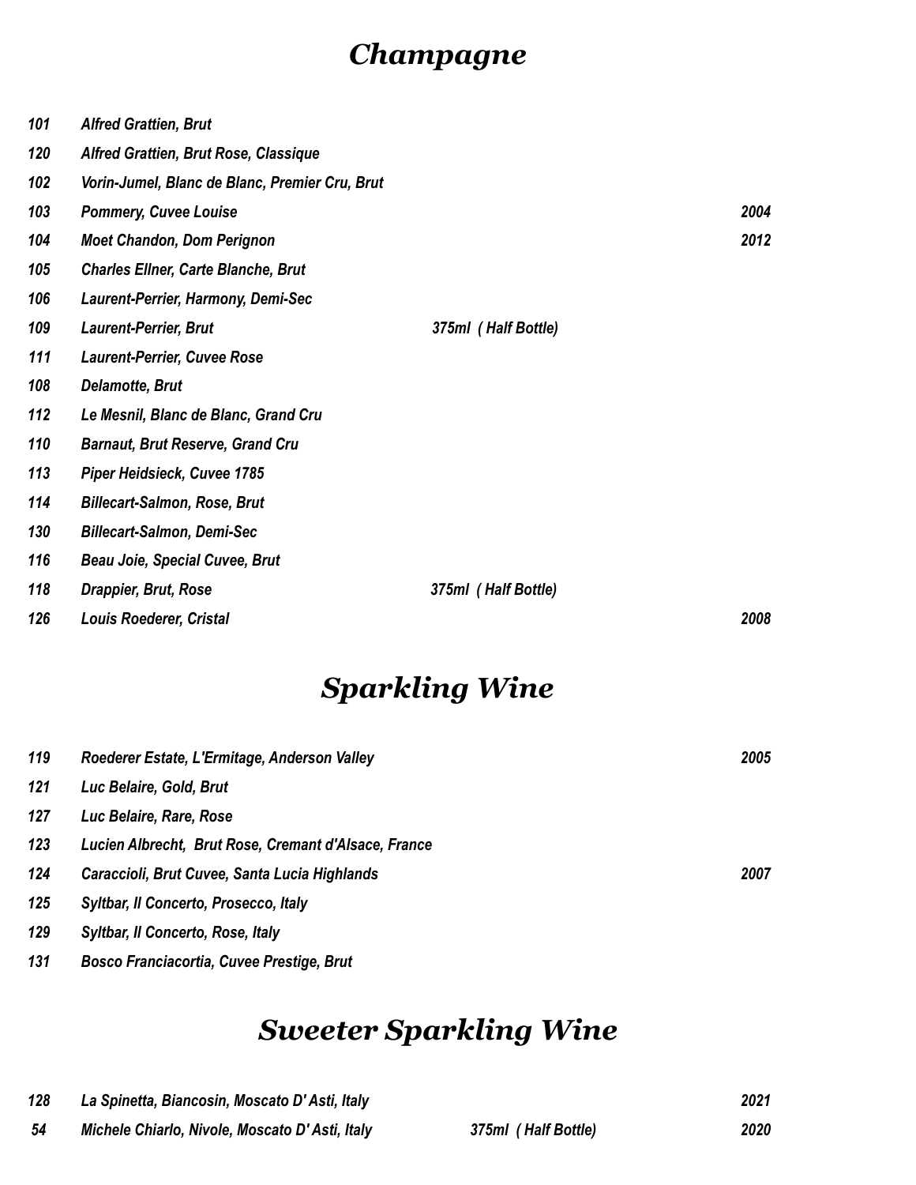# *Champagne*

| | | | |
|---|---|---|---|
| *101* | *Alfred Grattien, Brut* | | |
| *120* | *Alfred Grattien, Brut Rose, Classique* | | |
| *102* | *Vorin-Jumel, Blanc de Blanc, Premier Cru, Brut* | | |
| *103* | *Pommery, Cuvee Louise* | | *2004* |
| *104* | *Moet Chandon, Dom Perignon* | | *2012* |
| *105* | *Charles Ellner, Carte Blanche, Brut* | | |
| *106* | *Laurent-Perrier, Harmony, Demi-Sec* | | |
| *109* | *Laurent-Perrier, Brut* | *375ml ( Half Bottle)* | |
| *111* | *Laurent-Perrier, Cuvee Rose* | | |
| *108* | *Delamotte, Brut* | | |
| *112* | *Le Mesnil, Blanc de Blanc, Grand Cru* | | |
| *110* | *Barnaut, Brut Reserve, Grand Cru* | | |
| *113* | *Piper Heidsieck, Cuvee 1785* | | |
| *114* | *Billecart-Salmon, Rose, Brut* | | |
| *130* | *Billecart-Salmon, Demi-Sec* | | |
| *116* | *Beau Joie, Special Cuvee, Brut* | | |
| *118* | *Drappier, Brut, Rose* | *375ml ( Half Bottle)* | |
| *126* | *Louis Roederer, Cristal* | | *2008* |

# *Sparkling Wine*

| | | |
|---|---|---|
| *119* | *Roederer Estate, L'Ermitage, Anderson Valley* | *2005* |
| *121* | *Luc Belaire, Gold, Brut* | |
| *127* | *Luc Belaire, Rare, Rose* | |
| *123* | *Lucien Albrecht, Brut Rose, Cremant d'Alsace, France* | |
| *124* | *Caraccioli, Brut Cuvee, Santa Lucia Highlands* | *2007* |
| *125* | *Syltbar, Il Concerto, Prosecco, Italy* | |
| *129* | *Syltbar, Il Concerto, Rose, Italy* | |
| *131* | *Bosco Franciacortia, Cuvee Prestige, Brut* | |

# *Sweeter Sparkling Wine*

| | | | |
|---|---|---|---|
| *128* | *La Spinetta, Biancosin, Moscato D' Asti, Italy* | | *2021* |
| *54* | *Michele Chiarlo, Nivole, Moscato D' Asti, Italy* | *375ml ( Half Bottle)* | *2020* |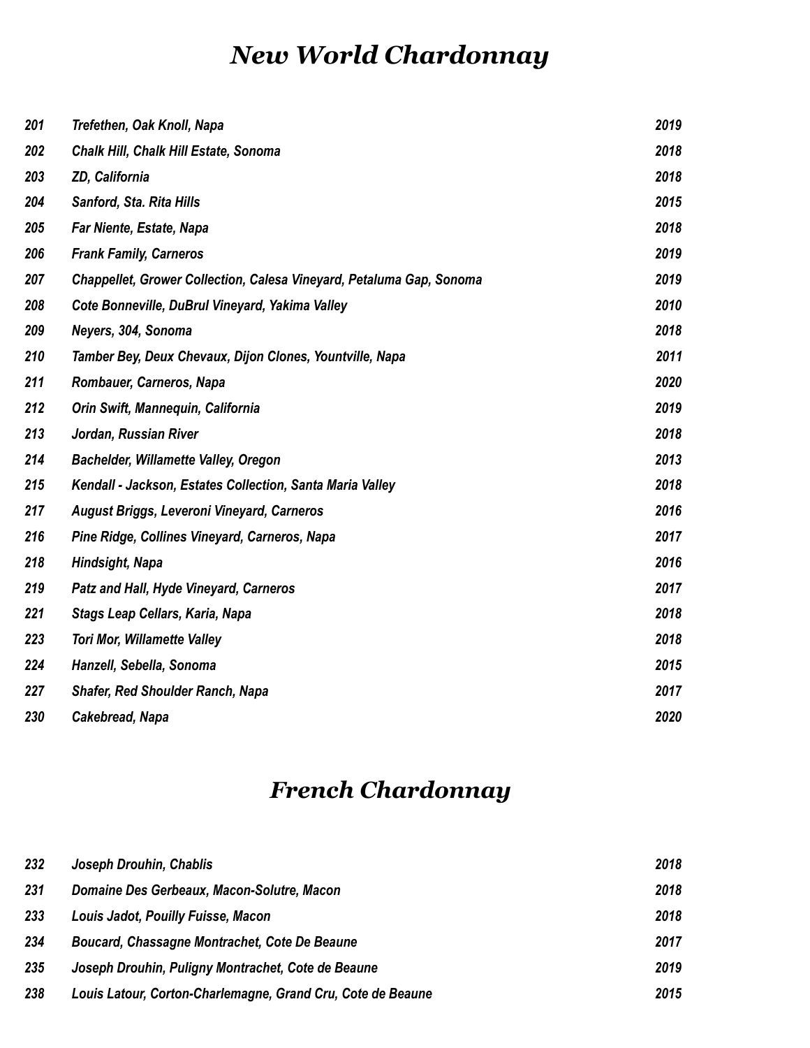# *New World Chardonnay*

| | | |
|---|---|---|
| *201* | *Trefethen, Oak Knoll, Napa* | *2019* |
| *202* | *Chalk Hill, Chalk Hill Estate, Sonoma* | *2018* |
| *203* | *ZD, California* | *2018* |
| *204* | *Sanford, Sta. Rita Hills* | *2015* |
| *205* | *Far Niente, Estate, Napa* | *2018* |
| *206* | *Frank Family, Carneros* | *2019* |
| *207* | *Chappellet, Grower Collection, Calesa Vineyard, Petaluma Gap, Sonoma* | *2019* |
| *208* | *Cote Bonneville, DuBrul Vineyard, Yakima Valley* | *2010* |
| *209* | *Neyers, 304, Sonoma* | *2018* |
| *210* | *Tamber Bey, Deux Chevaux, Dijon Clones, Yountville, Napa* | *2011* |
| *211* | *Rombauer, Carneros, Napa* | *2020* |
| *212* | *Orin Swift, Mannequin, California* | *2019* |
| *213* | *Jordan, Russian River* | *2018* |
| *214* | *Bachelder, Willamette Valley, Oregon* | *2013* |
| *215* | *Kendall - Jackson, Estates Collection, Santa Maria Valley* | *2018* |
| *217* | *August Briggs, Leveroni Vineyard, Carneros* | *2016* |
| *216* | *Pine Ridge, Collines Vineyard, Carneros, Napa* | *2017* |
| *218* | *Hindsight, Napa* | *2016* |
| *219* | *Patz and Hall, Hyde Vineyard, Carneros* | *2017* |
| *221* | *Stags Leap Cellars, Karia, Napa* | *2018* |
| *223* | *Tori Mor, Willamette Valley* | *2018* |
| *224* | *Hanzell, Sebella, Sonoma* | *2015* |
| *227* | *Shafer, Red Shoulder Ranch, Napa* | *2017* |
| *230* | *Cakebread, Napa* | *2020* |

# *French Chardonnay*

| | | |
|---|---|---|
| *232* | *Joseph Drouhin, Chablis* | *2018* |
| *231* | *Domaine Des Gerbeaux, Macon-Solutre, Macon* | *2018* |
| *233* | *Louis Jadot, Pouilly Fuisse, Macon* | *2018* |
| *234* | *Boucard, Chassagne Montrachet, Cote De Beaune* | *2017* |
| *235* | *Joseph Drouhin, Puligny Montrachet, Cote de Beaune* | *2019* |
| *238* | *Louis Latour, Corton-Charlemagne, Grand Cru, Cote de Beaune* | *2015* |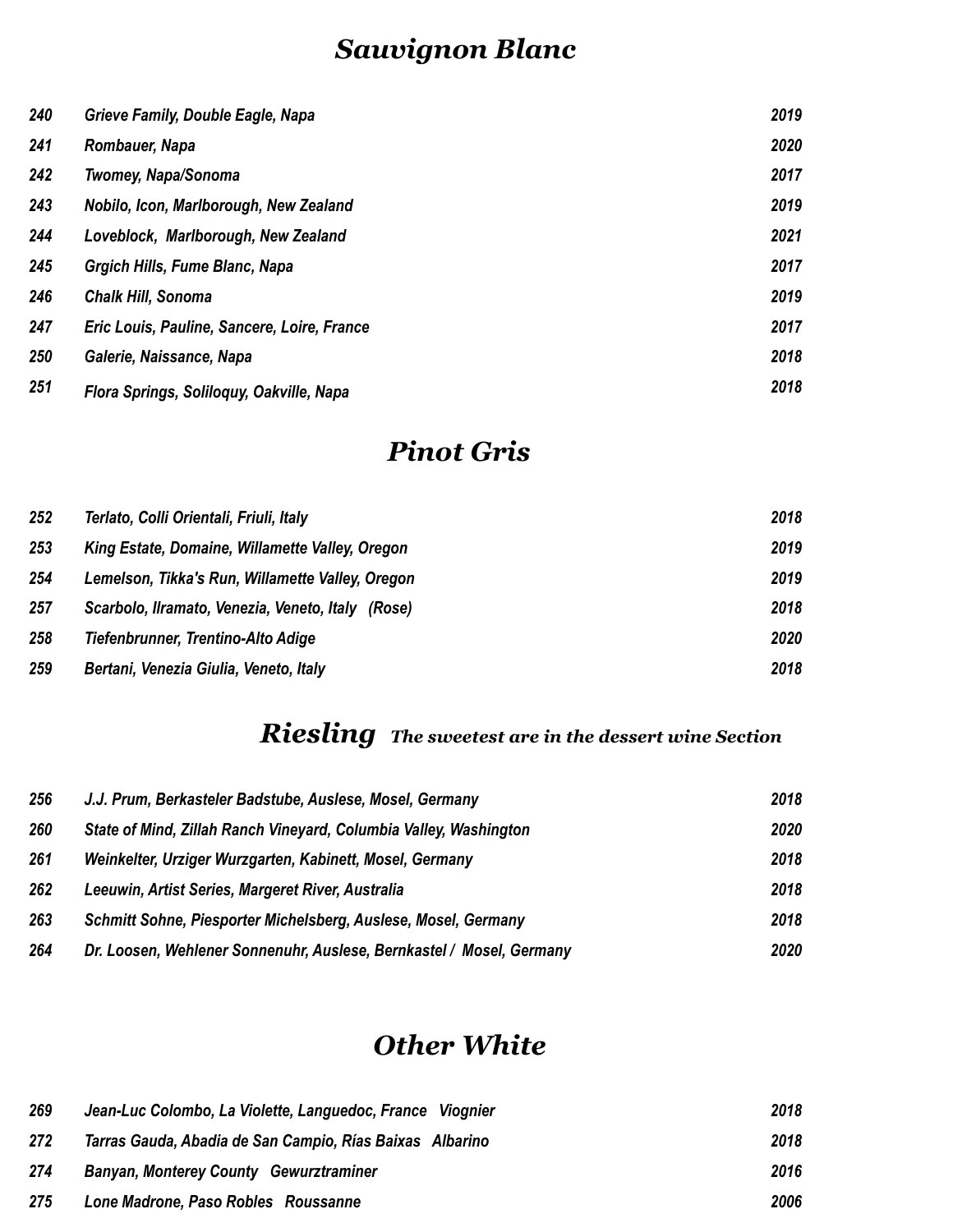## *Sauvignon Blanc*

| | | |
|---|---|---|
| *240* | *Grieve Family, Double Eagle, Napa* | *2019* |
| *241* | *Rombauer, Napa* | *2020* |
| *242* | *Twomey, Napa/Sonoma* | *2017* |
| *243* | *Nobilo, Icon, Marlborough, New Zealand* | *2019* |
| *244* | *Loveblock, Marlborough, New Zealand* | *2021* |
| *245* | *Grgich Hills, Fume Blanc, Napa* | *2017* |
| *246* | *Chalk Hill, Sonoma* | *2019* |
| *247* | *Eric Louis, Pauline, Sancere, Loire, France* | *2017* |
| *250* | *Galerie, Naissance, Napa* | *2018* |
| *251* | *Flora Springs, Soliloquy, Oakville, Napa* | *2018* |

## *Pinot Gris*

| | | |
|---|---|---|
| *252* | *Terlato, Colli Orientali, Friuli, Italy* | *2018* |
| *253* | *King Estate, Domaine, Willamette Valley, Oregon* | *2019* |
| *254* | *Lemelson, Tikka's Run, Willamette Valley, Oregon* | *2019* |
| *257* | *Scarbolo, Ilramato, Venezia, Veneto, Italy (Rose)* | *2018* |
| *258* | *Tiefenbrunner, Trentino-Alto Adige* | *2020* |
| *259* | *Bertani, Venezia Giulia, Veneto, Italy* | *2018* |

## *Riesling* *The sweetest are in the dessert wine Section*

| | | |
|---|---|---|
| *256* | *J.J. Prum, Berkasteler Badstube, Auslese, Mosel, Germany* | *2018* |
| *260* | *State of Mind, Zillah Ranch Vineyard, Columbia Valley, Washington* | *2020* |
| *261* | *Weinkelter, Urziger Wurzgarten, Kabinett, Mosel, Germany* | *2018* |
| *262* | *Leeuwin, Artist Series, Margeret River, Australia* | *2018* |
| *263* | *Schmitt Sohne, Piesporter Michelsberg, Auslese, Mosel, Germany* | *2018* |
| *264* | *Dr. Loosen, Wehlener Sonnenuhr, Auslese, Bernkastel / Mosel, Germany* | *2020* |

## *Other White*

| | | |
|---|---|---|
| *269* | *Jean-Luc Colombo, La Violette, Languedoc, France Viognier* | *2018* |
| *272* | *Tarras Gauda, Abadia de San Campio, Rías Baixas Albarino* | *2018* |
| *274* | *Banyan, Monterey County Gewurztraminer* | *2016* |
| *275* | *Lone Madrone, Paso Robles Roussanne* | *2006* |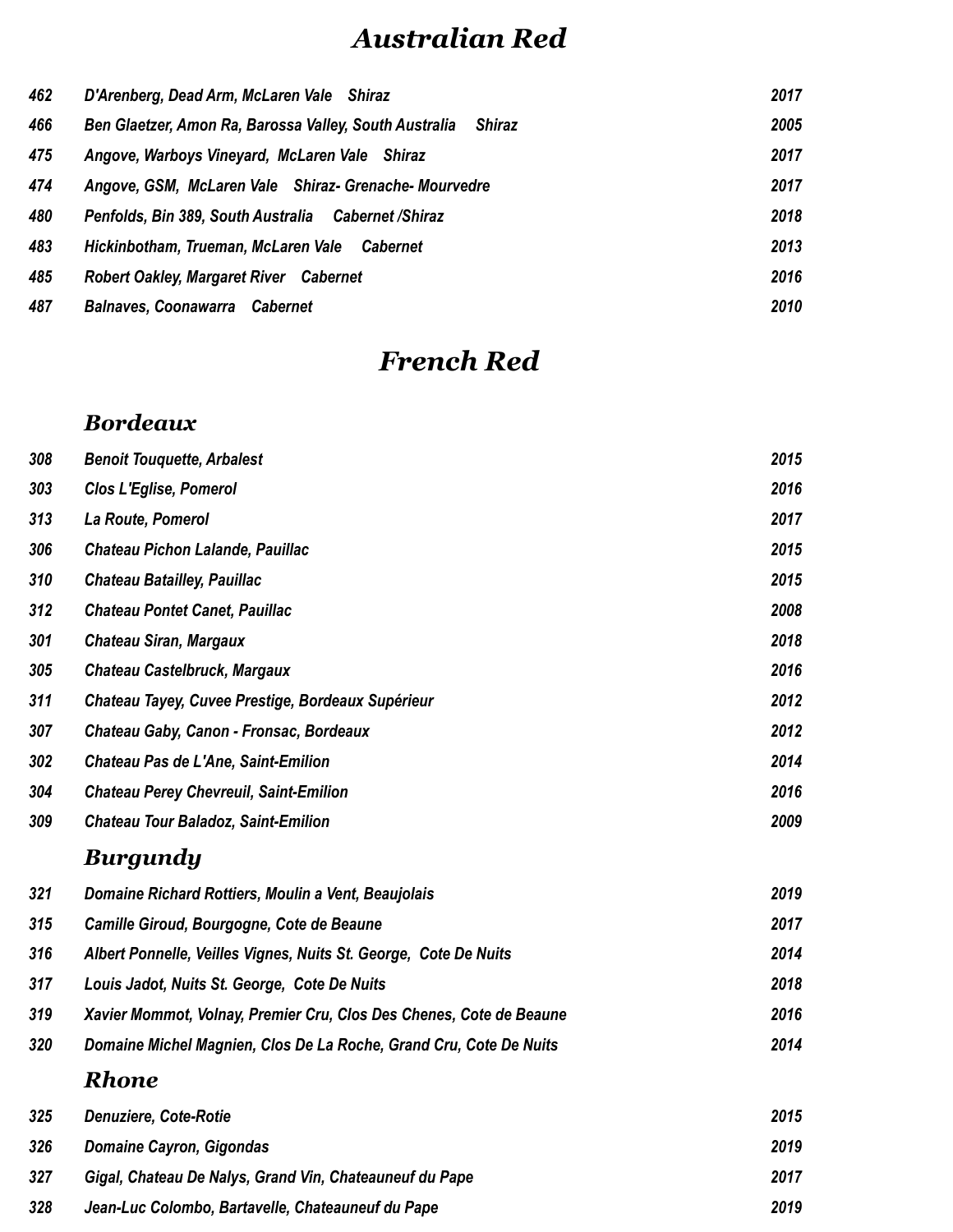# Australian Red

| | | |
|---|---|---|
| 462 | D'Arenberg, Dead Arm, McLaren Vale Shiraz | 2017 |
| 466 | Ben Glaetzer, Amon Ra, Barossa Valley, South Australia Shiraz | 2005 |
| 475 | Angove, Warboys Vineyard, McLaren Vale Shiraz | 2017 |
| 474 | Angove, GSM, McLaren Vale Shiraz- Grenache- Mourvedre | 2017 |
| 480 | Penfolds, Bin 389, South Australia Cabernet /Shiraz | 2018 |
| 483 | Hickinbotham, Trueman, McLaren Vale Cabernet | 2013 |
| 485 | Robert Oakley, Margaret River Cabernet | 2016 |
| 487 | Balnaves, Coonawarra Cabernet | 2010 |

# French Red

## Bordeaux

| | | |
|---|---|---|
| 308 | Benoit Touquette, Arbalest | 2015 |
| 303 | Clos L'Eglise, Pomerol | 2016 |
| 313 | La Route, Pomerol | 2017 |
| 306 | Chateau Pichon Lalande, Pauillac | 2015 |
| 310 | Chateau Batailley, Pauillac | 2015 |
| 312 | Chateau Pontet Canet, Pauillac | 2008 |
| 301 | Chateau Siran, Margaux | 2018 |
| 305 | Chateau Castelbruck, Margaux | 2016 |
| 311 | Chateau Tayey, Cuvee Prestige, Bordeaux Supérieur | 2012 |
| 307 | Chateau Gaby, Canon - Fronsac, Bordeaux | 2012 |
| 302 | Chateau Pas de L'Ane, Saint-Emilion | 2014 |
| 304 | Chateau Perey Chevreuil, Saint-Emilion | 2016 |
| 309 | Chateau Tour Baladoz, Saint-Emilion | 2009 |

## Burgundy

| | | |
|---|---|---|
| 321 | Domaine Richard Rottiers, Moulin a Vent, Beaujolais | 2019 |
| 315 | Camille Giroud, Bourgogne, Cote de Beaune | 2017 |
| 316 | Albert Ponnelle, Veilles Vignes, Nuits St. George, Cote De Nuits | 2014 |
| 317 | Louis Jadot, Nuits St. George, Cote De Nuits | 2018 |
| 319 | Xavier Mommot, Volnay, Premier Cru, Clos Des Chenes, Cote de Beaune | 2016 |
| 320 | Domaine Michel Magnien, Clos De La Roche, Grand Cru, Cote De Nuits | 2014 |

## Rhone

| | | |
|---|---|---|
| 325 | Denuziere, Cote-Rotie | 2015 |
| 326 | Domaine Cayron, Gigondas | 2019 |
| 327 | Gigal, Chateau De Nalys, Grand Vin, Chateauneuf du Pape | 2017 |
| 328 | Jean-Luc Colombo, Bartavelle, Chateauneuf du Pape | 2019 |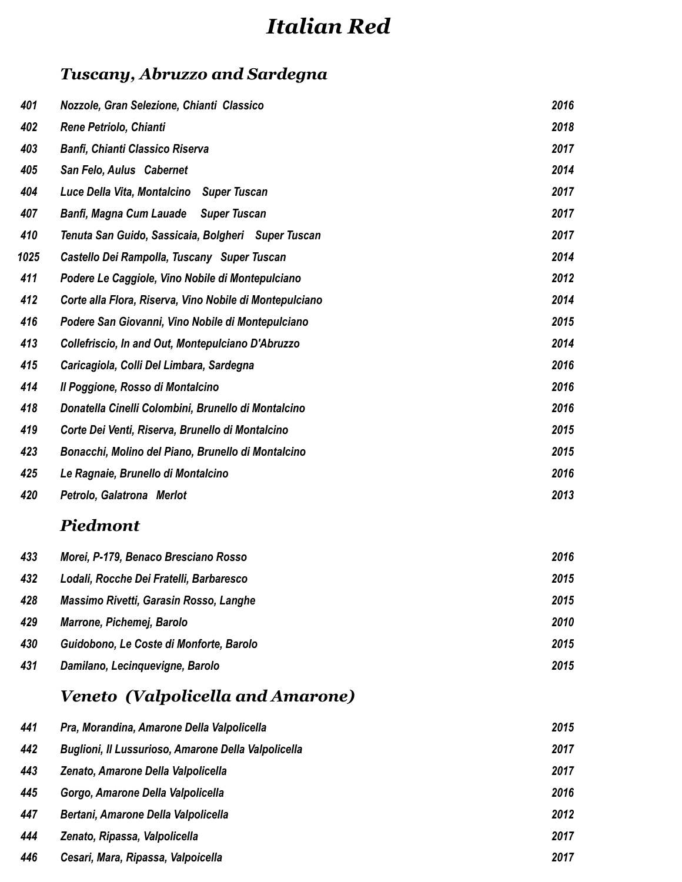# *Italian Red*

## *Tuscany, Abruzzo and Sardegna*

| | | |
|---|---|---|
| *401* | *Nozzole, Gran Selezione, Chianti Classico* | *2016* |
| *402* | *Rene Petriolo, Chianti* | *2018* |
| *403* | *Banfi, Chianti Classico Riserva* | *2017* |
| *405* | *San Felo, Aulus Cabernet* | *2014* |
| *404* | *Luce Della Vita, Montalcino Super Tuscan* | *2017* |
| *407* | *Banfi, Magna Cum Lauade Super Tuscan* | *2017* |
| *410* | *Tenuta San Guido, Sassicaia, Bolgheri Super Tuscan* | *2017* |
| *1025* | *Castello Dei Rampolla, Tuscany Super Tuscan* | *2014* |
| *411* | *Podere Le Caggiole, Vino Nobile di Montepulciano* | *2012* |
| *412* | *Corte alla Flora, Riserva, Vino Nobile di Montepulciano* | *2014* |
| *416* | *Podere San Giovanni, Vino Nobile di Montepulciano* | *2015* |
| *413* | *Collefriscio, In and Out, Montepulciano D'Abruzzo* | *2014* |
| *415* | *Caricagiola, Colli Del Limbara, Sardegna* | *2016* |
| *414* | *Il Poggione, Rosso di Montalcino* | *2016* |
| *418* | *Donatella Cinelli Colombini, Brunello di Montalcino* | *2016* |
| *419* | *Corte Dei Venti, Riserva, Brunello di Montalcino* | *2015* |
| *423* | *Bonacchi, Molino del Piano, Brunello di Montalcino* | *2015* |
| *425* | *Le Ragnaie, Brunello di Montalcino* | *2016* |
| *420* | *Petrolo, Galatrona Merlot* | *2013* |

## *Piedmont*

| | | |
|---|---|---|
| *433* | *Morei, P-179, Benaco Bresciano Rosso* | *2016* |
| *432* | *Lodali, Rocche Dei Fratelli, Barbaresco* | *2015* |
| *428* | *Massimo Rivetti, Garasin Rosso, Langhe* | *2015* |
| *429* | *Marrone, Pichemej, Barolo* | *2010* |
| *430* | *Guidobono, Le Coste di Monforte, Barolo* | *2015* |
| *431* | *Damilano, Lecinquevigne, Barolo* | *2015* |

## *Veneto (Valpolicella and Amarone)*

| | | |
|---|---|---|
| *441* | *Pra, Morandina, Amarone Della Valpolicella* | *2015* |
| *442* | *Buglioni, Il Lussurioso, Amarone Della Valpolicella* | *2017* |
| *443* | *Zenato, Amarone Della Valpolicella* | *2017* |
| *445* | *Gorgo, Amarone Della Valpolicella* | *2016* |
| *447* | *Bertani, Amarone Della Valpolicella* | *2012* |
| *444* | *Zenato, Ripassa, Valpolicella* | *2017* |
| *446* | *Cesari, Mara, Ripassa, Valpoicella* | *2017* |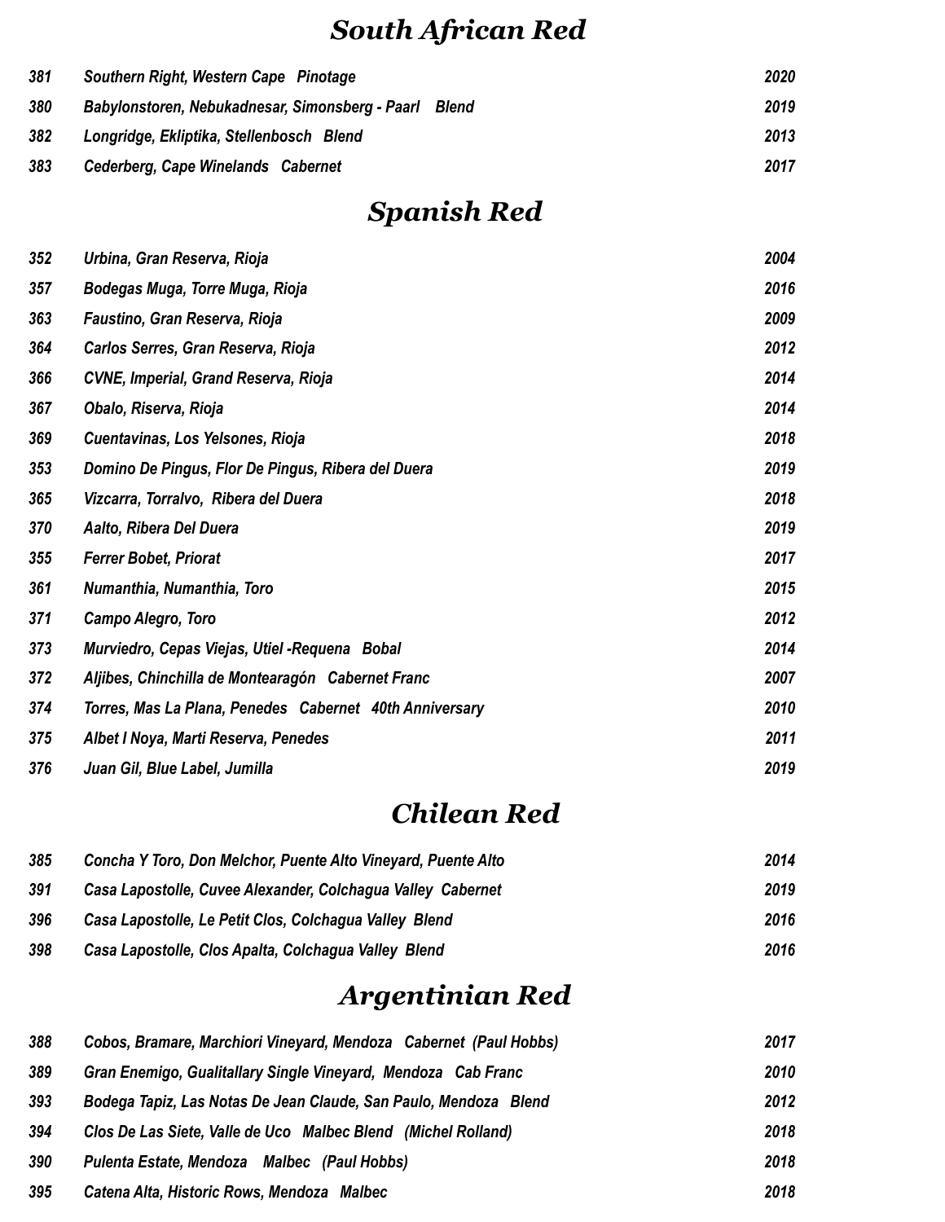## *South African Red*

| | | |
|---|---|---|
| *381* | *Southern Right, Western Cape Pinotage* | *2020* |
| *380* | *Babylonstoren, Nebukadnesar, Simonsberg - Paarl Blend* | *2019* |
| *382* | *Longridge, Ekliptika, Stellenbosch Blend* | *2013* |
| *383* | *Cederberg, Cape Winelands Cabernet* | *2017* |

## *Spanish Red*

| | | |
|---|---|---|
| *352* | *Urbina, Gran Reserva, Rioja* | *2004* |
| *357* | *Bodegas Muga, Torre Muga, Rioja* | *2016* |
| *363* | *Faustino, Gran Reserva, Rioja* | *2009* |
| *364* | *Carlos Serres, Gran Reserva, Rioja* | *2012* |
| *366* | *CVNE, Imperial, Grand Reserva, Rioja* | *2014* |
| *367* | *Obalo, Riserva, Rioja* | *2014* |
| *369* | *Cuentavinas, Los Yelsones, Rioja* | *2018* |
| *353* | *Domino De Pingus, Flor De Pingus, Ribera del Duera* | *2019* |
| *365* | *Vizcarra, Torralvo, Ribera del Duera* | *2018* |
| *370* | *Aalto, Ribera Del Duera* | *2019* |
| *355* | *Ferrer Bobet, Priorat* | *2017* |
| *361* | *Numanthia, Numanthia, Toro* | *2015* |
| *371* | *Campo Alegro, Toro* | *2012* |
| *373* | *Murviedro, Cepas Viejas, Utiel -Requena Bobal* | *2014* |
| *372* | *Aljibes, Chinchilla de Montearagón Cabernet Franc* | *2007* |
| *374* | *Torres, Mas La Plana, Penedes Cabernet 40th Anniversary* | *2010* |
| *375* | *Albet I Noya, Marti Reserva, Penedes* | *2011* |
| *376* | *Juan Gil, Blue Label, Jumilla* | *2019* |

## *Chilean Red*

| | | |
|---|---|---|
| *385* | *Concha Y Toro, Don Melchor, Puente Alto Vineyard, Puente Alto* | *2014* |
| *391* | *Casa Lapostolle, Cuvee Alexander, Colchagua Valley Cabernet* | *2019* |
| *396* | *Casa Lapostolle, Le Petit Clos, Colchagua Valley Blend* | *2016* |
| *398* | *Casa Lapostolle, Clos Apalta, Colchagua Valley Blend* | *2016* |

## *Argentinian Red*

| | | |
|---|---|---|
| *388* | *Cobos, Bramare, Marchiori Vineyard, Mendoza Cabernet (Paul Hobbs)* | *2017* |
| *389* | *Gran Enemigo, Gualitallary Single Vineyard, Mendoza Cab Franc* | *2010* |
| *393* | *Bodega Tapiz, Las Notas De Jean Claude, San Paulo, Mendoza Blend* | *2012* |
| *394* | *Clos De Las Siete, Valle de Uco Malbec Blend (Michel Rolland)* | *2018* |
| *390* | *Pulenta Estate, Mendoza Malbec (Paul Hobbs)* | *2018* |
| *395* | *Catena Alta, Historic Rows, Mendoza Malbec* | *2018* |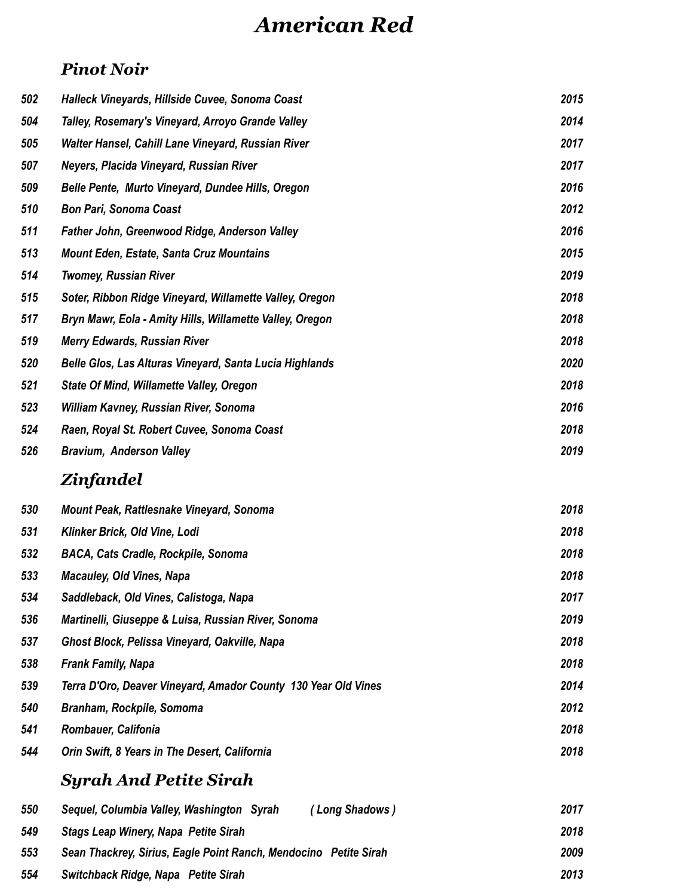# American Red

## Pinot Noir

| | | |
|---|---|---|
| 502 | Halleck Vineyards, Hillside Cuvee, Sonoma Coast | 2015 |
| 504 | Talley, Rosemary's Vineyard, Arroyo Grande Valley | 2014 |
| 505 | Walter Hansel, Cahill Lane Vineyard, Russian River | 2017 |
| 507 | Neyers, Placida Vineyard, Russian River | 2017 |
| 509 | Belle Pente, Murto Vineyard, Dundee Hills, Oregon | 2016 |
| 510 | Bon Pari, Sonoma Coast | 2012 |
| 511 | Father John, Greenwood Ridge, Anderson Valley | 2016 |
| 513 | Mount Eden, Estate, Santa Cruz Mountains | 2015 |
| 514 | Twomey, Russian River | 2019 |
| 515 | Soter, Ribbon Ridge Vineyard, Willamette Valley, Oregon | 2018 |
| 517 | Bryn Mawr, Eola - Amity Hills, Willamette Valley, Oregon | 2018 |
| 519 | Merry Edwards, Russian River | 2018 |
| 520 | Belle Glos, Las Alturas Vineyard, Santa Lucia Highlands | 2020 |
| 521 | State Of Mind, Willamette Valley, Oregon | 2018 |
| 523 | William Kavney, Russian River, Sonoma | 2016 |
| 524 | Raen, Royal St. Robert Cuvee, Sonoma Coast | 2018 |
| 526 | Bravium, Anderson Valley | 2019 |

## Zinfandel

| | | |
|---|---|---|
| 530 | Mount Peak, Rattlesnake Vineyard, Sonoma | 2018 |
| 531 | Klinker Brick, Old Vine, Lodi | 2018 |
| 532 | BACA, Cats Cradle, Rockpile, Sonoma | 2018 |
| 533 | Macauley, Old Vines, Napa | 2018 |
| 534 | Saddleback, Old Vines, Calistoga, Napa | 2017 |
| 536 | Martinelli, Giuseppe & Luisa, Russian River, Sonoma | 2019 |
| 537 | Ghost Block, Pelissa Vineyard, Oakville, Napa | 2018 |
| 538 | Frank Family, Napa | 2018 |
| 539 | Terra D'Oro, Deaver Vineyard, Amador County 130 Year Old Vines | 2014 |
| 540 | Branham, Rockpile, Somoma | 2012 |
| 541 | Rombauer, Califonia | 2018 |
| 544 | Orin Swift, 8 Years in The Desert, California | 2018 |

## Syrah And Petite Sirah

| | | |
|---|---|---|
| 550 | Sequel, Columbia Valley, Washington Syrah ( Long Shadows ) | 2017 |
| 549 | Stags Leap Winery, Napa Petite Sirah | 2018 |
| 553 | Sean Thackrey, Sirius, Eagle Point Ranch, Mendocino Petite Sirah | 2009 |
| 554 | Switchback Ridge, Napa Petite Sirah | 2013 |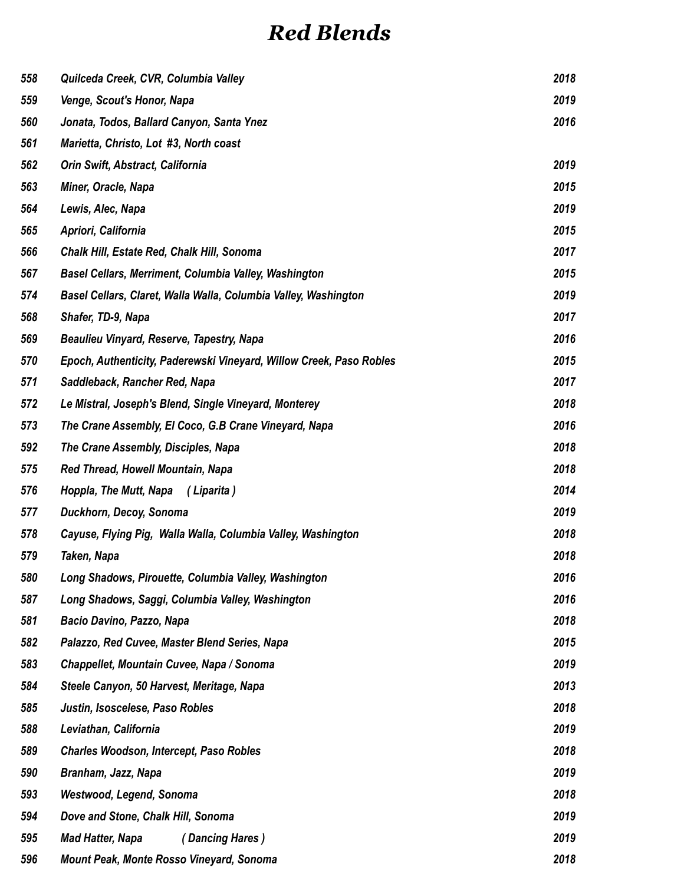# *Red Blends*

| | | |
|---|---|---|
| *558* | *Quilceda Creek, CVR, Columbia Valley* | *2018* |
| *559* | *Venge, Scout's Honor, Napa* | *2019* |
| *560* | *Jonata, Todos, Ballard Canyon, Santa Ynez* | *2016* |
| *561* | *Marietta, Christo, Lot #3, North coast* | |
| *562* | *Orin Swift, Abstract, California* | *2019* |
| *563* | *Miner, Oracle, Napa* | *2015* |
| *564* | *Lewis, Alec, Napa* | *2019* |
| *565* | *Apriori, California* | *2015* |
| *566* | *Chalk Hill, Estate Red, Chalk Hill, Sonoma* | *2017* |
| *567* | *Basel Cellars, Merriment, Columbia Valley, Washington* | *2015* |
| *574* | *Basel Cellars, Claret, Walla Walla, Columbia Valley, Washington* | *2019* |
| *568* | *Shafer, TD-9, Napa* | *2017* |
| *569* | *Beaulieu Vinyard, Reserve, Tapestry, Napa* | *2016* |
| *570* | *Epoch, Authenticity, Paderewski Vineyard, Willow Creek, Paso Robles* | *2015* |
| *571* | *Saddleback, Rancher Red, Napa* | *2017* |
| *572* | *Le Mistral, Joseph's Blend, Single Vineyard, Monterey* | *2018* |
| *573* | *The Crane Assembly, El Coco, G.B Crane Vineyard, Napa* | *2016* |
| *592* | *The Crane Assembly, Disciples, Napa* | *2018* |
| *575* | *Red Thread, Howell Mountain, Napa* | *2018* |
| *576* | *Hoppla, The Mutt, Napa ( Liparita )* | *2014* |
| *577* | *Duckhorn, Decoy, Sonoma* | *2019* |
| *578* | *Cayuse, Flying Pig, Walla Walla, Columbia Valley, Washington* | *2018* |
| *579* | *Taken, Napa* | *2018* |
| *580* | *Long Shadows, Pirouette, Columbia Valley, Washington* | *2016* |
| *587* | *Long Shadows, Saggi, Columbia Valley, Washington* | *2016* |
| *581* | *Bacio Davino, Pazzo, Napa* | *2018* |
| *582* | *Palazzo, Red Cuvee, Master Blend Series, Napa* | *2015* |
| *583* | *Chappellet, Mountain Cuvee, Napa / Sonoma* | *2019* |
| *584* | *Steele Canyon, 50 Harvest, Meritage, Napa* | *2013* |
| *585* | *Justin, Isoscelese, Paso Robles* | *2018* |
| *588* | *Leviathan, California* | *2019* |
| *589* | *Charles Woodson, Intercept, Paso Robles* | *2018* |
| *590* | *Branham, Jazz, Napa* | *2019* |
| *593* | *Westwood, Legend, Sonoma* | *2018* |
| *594* | *Dove and Stone, Chalk Hill, Sonoma* | *2019* |
| *595* | *Mad Hatter, Napa ( Dancing Hares )* | *2019* |
| *596* | *Mount Peak, Monte Rosso Vineyard, Sonoma* | *2018* |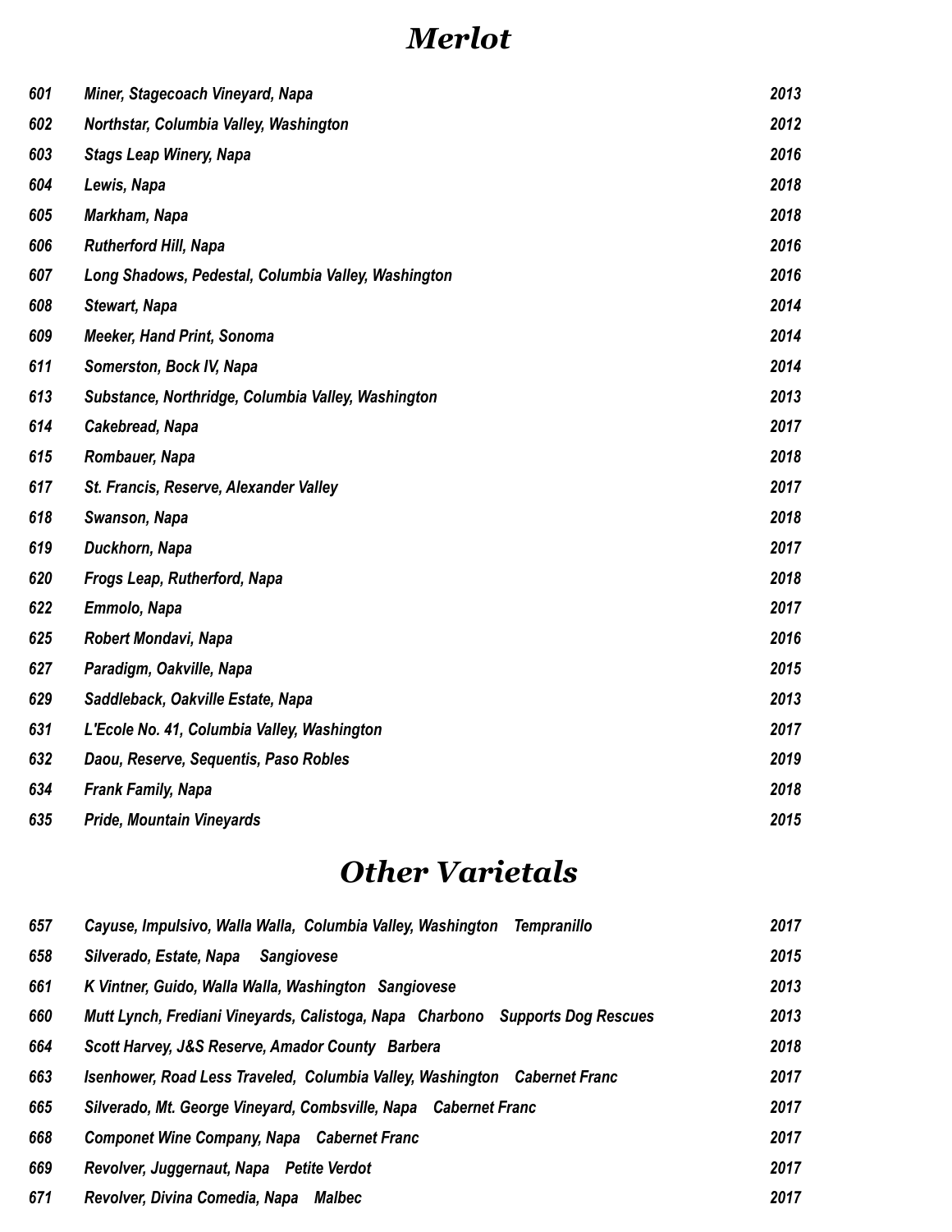# *Merlot*

| | | |
|---|---|---|
| *601* | *Miner, Stagecoach Vineyard, Napa* | *2013* |
| *602* | *Northstar, Columbia Valley, Washington* | *2012* |
| *603* | *Stags Leap Winery, Napa* | *2016* |
| *604* | *Lewis, Napa* | *2018* |
| *605* | *Markham, Napa* | *2018* |
| *606* | *Rutherford Hill, Napa* | *2016* |
| *607* | *Long Shadows, Pedestal, Columbia Valley, Washington* | *2016* |
| *608* | *Stewart, Napa* | *2014* |
| *609* | *Meeker, Hand Print, Sonoma* | *2014* |
| *611* | *Somerston, Bock IV, Napa* | *2014* |
| *613* | *Substance, Northridge, Columbia Valley, Washington* | *2013* |
| *614* | *Cakebread, Napa* | *2017* |
| *615* | *Rombauer, Napa* | *2018* |
| *617* | *St. Francis, Reserve, Alexander Valley* | *2017* |
| *618* | *Swanson, Napa* | *2018* |
| *619* | *Duckhorn, Napa* | *2017* |
| *620* | *Frogs Leap, Rutherford, Napa* | *2018* |
| *622* | *Emmolo, Napa* | *2017* |
| *625* | *Robert Mondavi, Napa* | *2016* |
| *627* | *Paradigm, Oakville, Napa* | *2015* |
| *629* | *Saddleback, Oakville Estate, Napa* | *2013* |
| *631* | *L'Ecole No. 41, Columbia Valley, Washington* | *2017* |
| *632* | *Daou, Reserve, Sequentis, Paso Robles* | *2019* |
| *634* | *Frank Family, Napa* | *2018* |
| *635* | *Pride, Mountain Vineyards* | *2015* |

# *Other Varietals*

| | | |
|---|---|---|
| *657* | *Cayuse, Impulsivo, Walla Walla, Columbia Valley, Washington Tempranillo* | *2017* |
| *658* | *Silverado, Estate, Napa Sangiovese* | *2015* |
| *661* | *K Vintner, Guido, Walla Walla, Washington Sangiovese* | *2013* |
| *660* | *Mutt Lynch, Frediani Vineyards, Calistoga, Napa Charbono Supports Dog Rescues* | *2013* |
| *664* | *Scott Harvey, J&S Reserve, Amador County Barbera* | *2018* |
| *663* | *Isenhower, Road Less Traveled, Columbia Valley, Washington Cabernet Franc* | *2017* |
| *665* | *Silverado, Mt. George Vineyard, Combsville, Napa Cabernet Franc* | *2017* |
| *668* | *Componet Wine Company, Napa Cabernet Franc* | *2017* |
| *669* | *Revolver, Juggernaut, Napa Petite Verdot* | *2017* |
| *671* | *Revolver, Divina Comedia, Napa Malbec* | *2017* |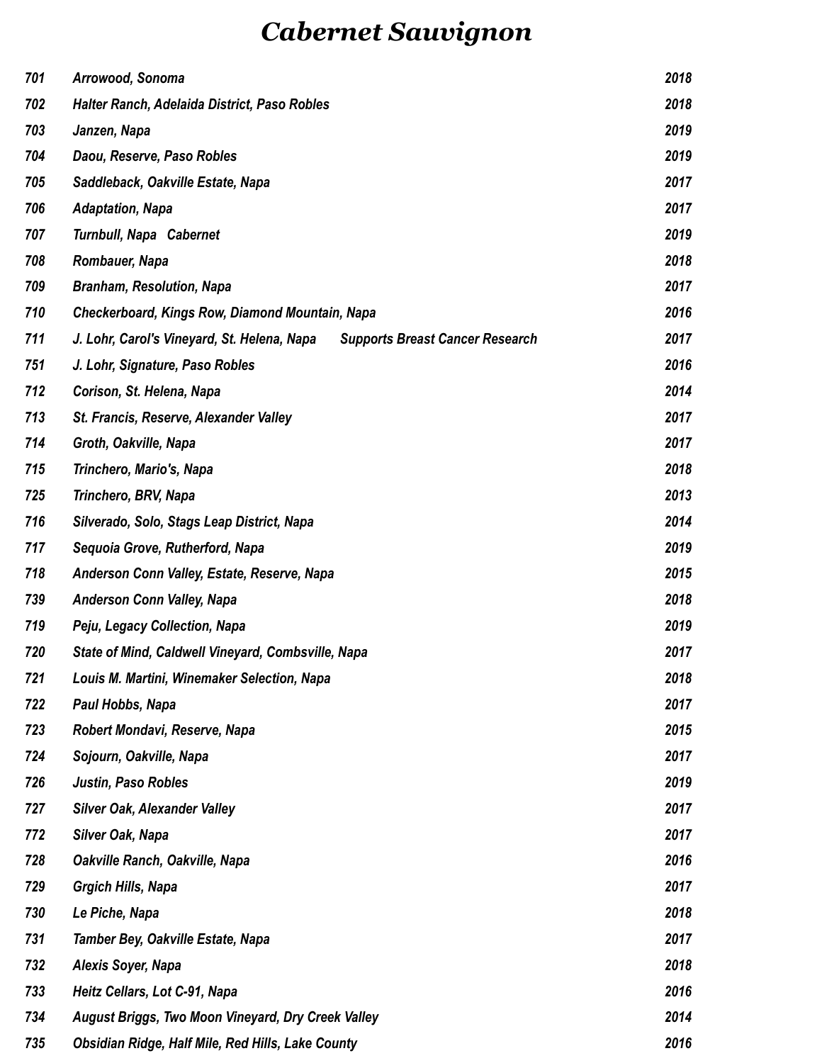# *Cabernet Sauvignon*

| | | |
|---|---|---|
| *701* | *Arrowood, Sonoma* | *2018* |
| *702* | *Halter Ranch, Adelaida District, Paso Robles* | *2018* |
| *703* | *Janzen, Napa* | *2019* |
| *704* | *Daou, Reserve, Paso Robles* | *2019* |
| *705* | *Saddleback, Oakville Estate, Napa* | *2017* |
| *706* | *Adaptation, Napa* | *2017* |
| *707* | *Turnbull, Napa Cabernet* | *2019* |
| *708* | *Rombauer, Napa* | *2018* |
| *709* | *Branham, Resolution, Napa* | *2017* |
| *710* | *Checkerboard, Kings Row, Diamond Mountain, Napa* | *2016* |
| *711* | *J. Lohr, Carol's Vineyard, St. Helena, Napa Supports Breast Cancer Research* | *2017* |
| *751* | *J. Lohr, Signature, Paso Robles* | *2016* |
| *712* | *Corison, St. Helena, Napa* | *2014* |
| *713* | *St. Francis, Reserve, Alexander Valley* | *2017* |
| *714* | *Groth, Oakville, Napa* | *2017* |
| *715* | *Trinchero, Mario's, Napa* | *2018* |
| *725* | *Trinchero, BRV, Napa* | *2013* |
| *716* | *Silverado, Solo, Stags Leap District, Napa* | *2014* |
| *717* | *Sequoia Grove, Rutherford, Napa* | *2019* |
| *718* | *Anderson Conn Valley, Estate, Reserve, Napa* | *2015* |
| *739* | *Anderson Conn Valley, Napa* | *2018* |
| *719* | *Peju, Legacy Collection, Napa* | *2019* |
| *720* | *State of Mind, Caldwell Vineyard, Combsville, Napa* | *2017* |
| *721* | *Louis M. Martini, Winemaker Selection, Napa* | *2018* |
| *722* | *Paul Hobbs, Napa* | *2017* |
| *723* | *Robert Mondavi, Reserve, Napa* | *2015* |
| *724* | *Sojourn, Oakville, Napa* | *2017* |
| *726* | *Justin, Paso Robles* | *2019* |
| *727* | *Silver Oak, Alexander Valley* | *2017* |
| *772* | *Silver Oak, Napa* | *2017* |
| *728* | *Oakville Ranch, Oakville, Napa* | *2016* |
| *729* | *Grgich Hills, Napa* | *2017* |
| *730* | *Le Piche, Napa* | *2018* |
| *731* | *Tamber Bey, Oakville Estate, Napa* | *2017* |
| *732* | *Alexis Soyer, Napa* | *2018* |
| *733* | *Heitz Cellars, Lot C-91, Napa* | *2016* |
| *734* | *August Briggs, Two Moon Vineyard, Dry Creek Valley* | *2014* |
| *735* | *Obsidian Ridge, Half Mile, Red Hills, Lake County* | *2016* |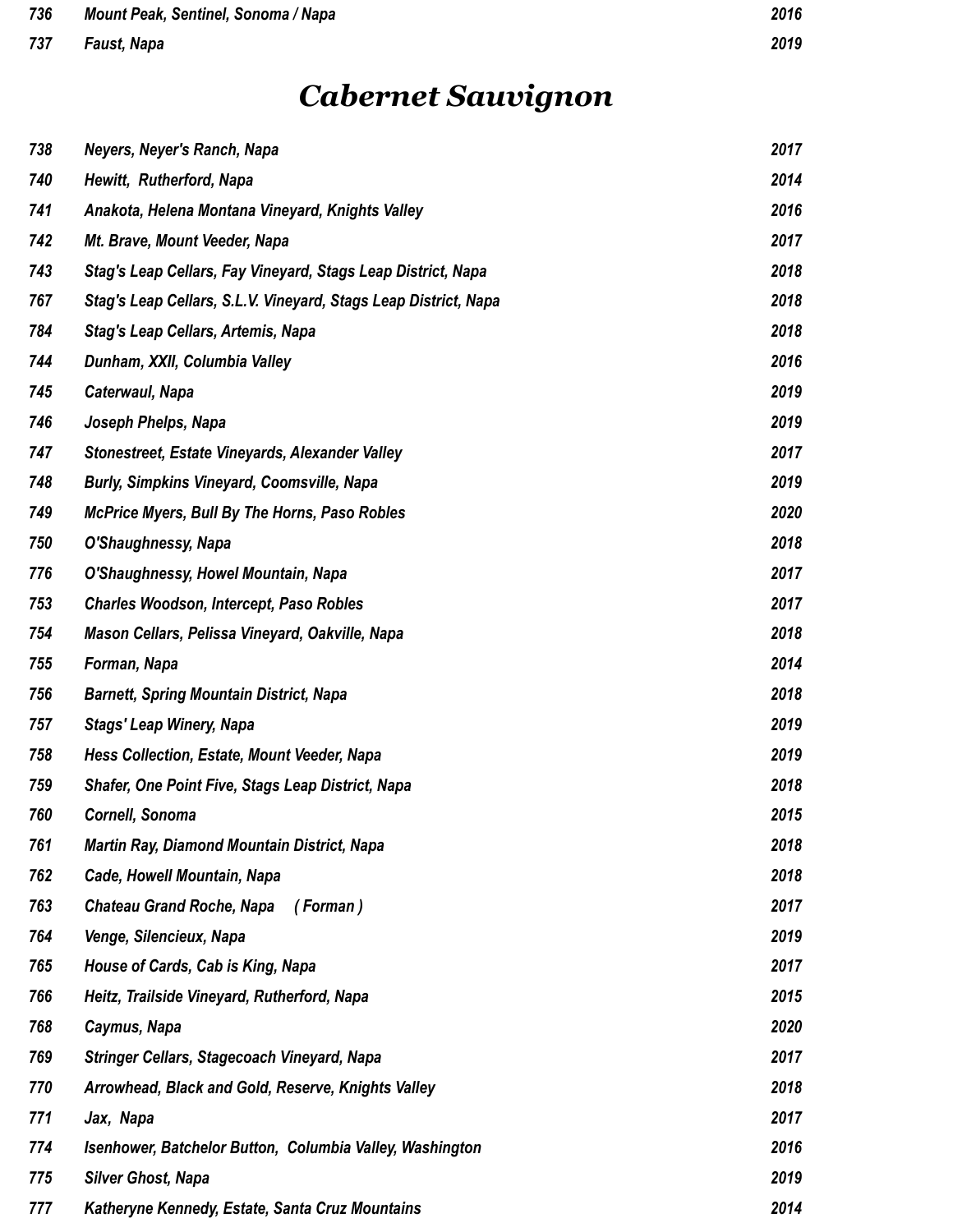| | | |
|---|---|---|
| *736* | *Mount Peak, Sentinel, Sonoma / Napa* | *2016* |
| *737* | *Faust, Napa* | *2019* |

# *Cabernet Sauvignon*

| | | |
|---|---|---|
| *738* | *Neyers, Neyer's Ranch, Napa* | *2017* |
| *740* | *Hewitt, Rutherford, Napa* | *2014* |
| *741* | *Anakota, Helena Montana Vineyard, Knights Valley* | *2016* |
| *742* | *Mt. Brave, Mount Veeder, Napa* | *2017* |
| *743* | *Stag's Leap Cellars, Fay Vineyard, Stags Leap District, Napa* | *2018* |
| *767* | *Stag's Leap Cellars, S.L.V. Vineyard, Stags Leap District, Napa* | *2018* |
| *784* | *Stag's Leap Cellars, Artemis, Napa* | *2018* |
| *744* | *Dunham, XXII, Columbia Valley* | *2016* |
| *745* | *Caterwaul, Napa* | *2019* |
| *746* | *Joseph Phelps, Napa* | *2019* |
| *747* | *Stonestreet, Estate Vineyards, Alexander Valley* | *2017* |
| *748* | *Burly, Simpkins Vineyard, Coomsville, Napa* | *2019* |
| *749* | *McPrice Myers, Bull By The Horns, Paso Robles* | *2020* |
| *750* | *O'Shaughnessy, Napa* | *2018* |
| *776* | *O'Shaughnessy, Howel Mountain, Napa* | *2017* |
| *753* | *Charles Woodson, Intercept, Paso Robles* | *2017* |
| *754* | *Mason Cellars, Pelissa Vineyard, Oakville, Napa* | *2018* |
| *755* | *Forman, Napa* | *2014* |
| *756* | *Barnett, Spring Mountain District, Napa* | *2018* |
| *757* | *Stags' Leap Winery, Napa* | *2019* |
| *758* | *Hess Collection, Estate, Mount Veeder, Napa* | *2019* |
| *759* | *Shafer, One Point Five, Stags Leap District, Napa* | *2018* |
| *760* | *Cornell, Sonoma* | *2015* |
| *761* | *Martin Ray, Diamond Mountain District, Napa* | *2018* |
| *762* | *Cade, Howell Mountain, Napa* | *2018* |
| *763* | *Chateau Grand Roche, Napa ( Forman )* | *2017* |
| *764* | *Venge, Silencieux, Napa* | *2019* |
| *765* | *House of Cards, Cab is King, Napa* | *2017* |
| *766* | *Heitz, Trailside Vineyard, Rutherford, Napa* | *2015* |
| *768* | *Caymus, Napa* | *2020* |
| *769* | *Stringer Cellars, Stagecoach Vineyard, Napa* | *2017* |
| *770* | *Arrowhead, Black and Gold, Reserve, Knights Valley* | *2018* |
| *771* | *Jax, Napa* | *2017* |
| *774* | *Isenhower, Batchelor Button, Columbia Valley, Washington* | *2016* |
| *775* | *Silver Ghost, Napa* | *2019* |
| *777* | *Katheryne Kennedy, Estate, Santa Cruz Mountains* | *2014* |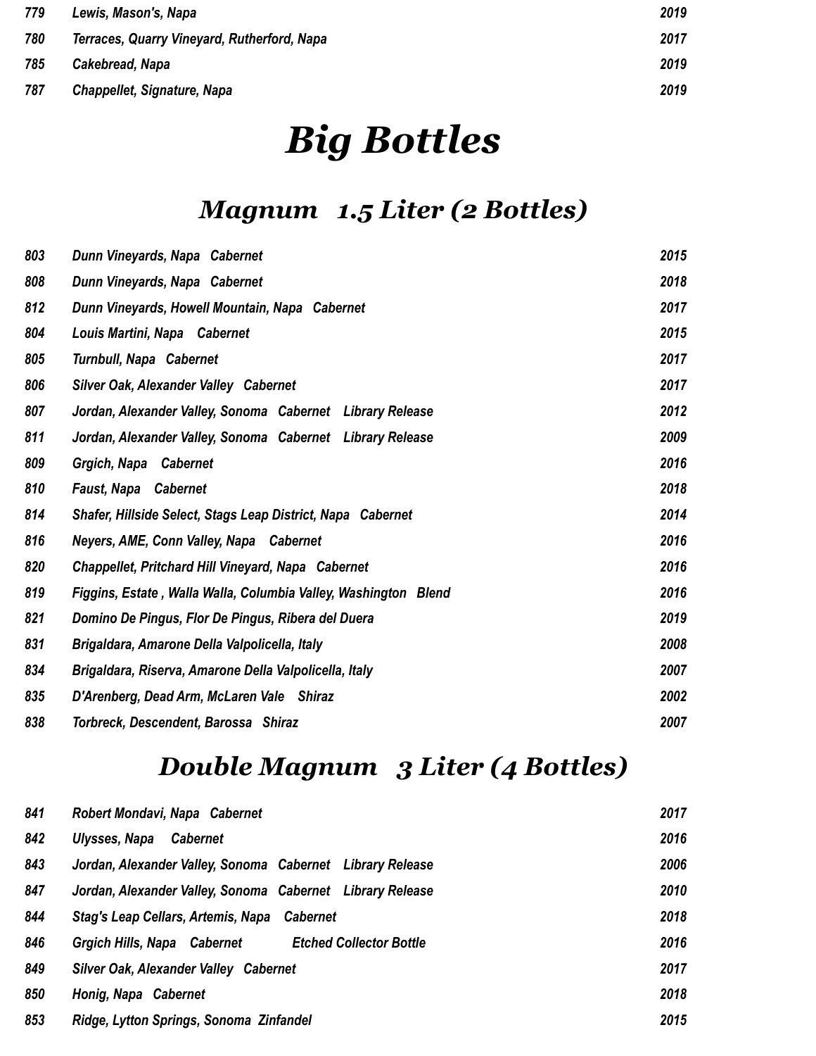| | | |
|---|---|---|
| *779* | *Lewis, Mason's, Napa* | *2019* |
| *780* | *Terraces, Quarry Vineyard, Rutherford, Napa* | *2017* |
| *785* | *Cakebread, Napa* | *2019* |
| *787* | *Chappellet, Signature, Napa* | *2019* |

# *Big Bottles*

## *Magnum 1.5 Liter (2 Bottles)*

| | | |
|---|---|---|
| *803* | *Dunn Vineyards, Napa Cabernet* | *2015* |
| *808* | *Dunn Vineyards, Napa Cabernet* | *2018* |
| *812* | *Dunn Vineyards, Howell Mountain, Napa Cabernet* | *2017* |
| *804* | *Louis Martini, Napa Cabernet* | *2015* |
| *805* | *Turnbull, Napa Cabernet* | *2017* |
| *806* | *Silver Oak, Alexander Valley Cabernet* | *2017* |
| *807* | *Jordan, Alexander Valley, Sonoma Cabernet Library Release* | *2012* |
| *811* | *Jordan, Alexander Valley, Sonoma Cabernet Library Release* | *2009* |
| *809* | *Grgich, Napa Cabernet* | *2016* |
| *810* | *Faust, Napa Cabernet* | *2018* |
| *814* | *Shafer, Hillside Select, Stags Leap District, Napa Cabernet* | *2014* |
| *816* | *Neyers, AME, Conn Valley, Napa Cabernet* | *2016* |
| *820* | *Chappellet, Pritchard Hill Vineyard, Napa Cabernet* | *2016* |
| *819* | *Figgins, Estate , Walla Walla, Columbia Valley, Washington Blend* | *2016* |
| *821* | *Domino De Pingus, Flor De Pingus, Ribera del Duera* | *2019* |
| *831* | *Brigaldara, Amarone Della Valpolicella, Italy* | *2008* |
| *834* | *Brigaldara, Riserva, Amarone Della Valpolicella, Italy* | *2007* |
| *835* | *D'Arenberg, Dead Arm, McLaren Vale Shiraz* | *2002* |
| *838* | *Torbreck, Descendent, Barossa Shiraz* | *2007* |

## *Double Magnum 3 Liter (4 Bottles)*

| | | |
|---|---|---|
| *841* | *Robert Mondavi, Napa Cabernet* | *2017* |
| *842* | *Ulysses, Napa Cabernet* | *2016* |
| *843* | *Jordan, Alexander Valley, Sonoma Cabernet Library Release* | *2006* |
| *847* | *Jordan, Alexander Valley, Sonoma Cabernet Library Release* | *2010* |
| *844* | *Stag's Leap Cellars, Artemis, Napa Cabernet* | *2018* |
| *846* | *Grgich Hills, Napa Cabernet Etched Collector Bottle* | *2016* |
| *849* | *Silver Oak, Alexander Valley Cabernet* | *2017* |
| *850* | *Honig, Napa Cabernet* | *2018* |
| *853* | *Ridge, Lytton Springs, Sonoma Zinfandel* | *2015* |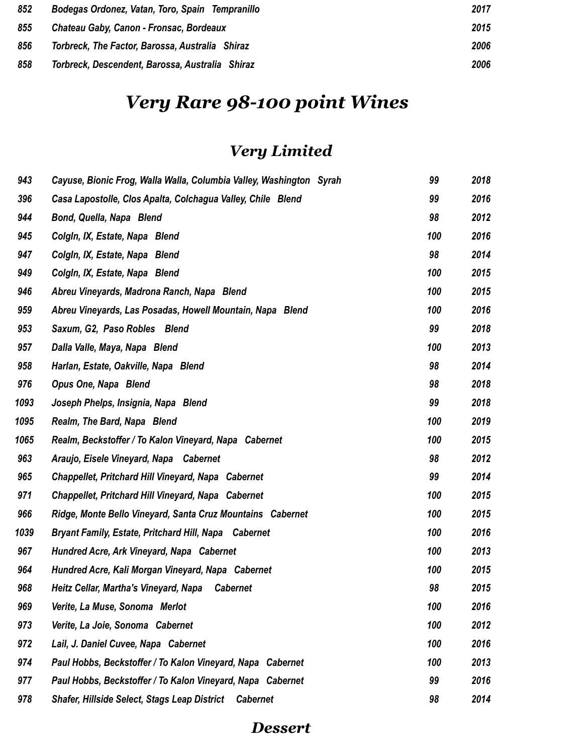| | | | |
|---|---|---|---|
| *852* | *Bodegas Ordonez, Vatan, Toro, Spain   Tempranillo* | | *2017* |
| *855* | *Chateau Gaby, Canon - Fronsac, Bordeaux* | | *2015* |
| *856* | *Torbreck, The Factor, Barossa, Australia   Shiraz* | | *2006* |
| *858* | *Torbreck, Descendent, Barossa, Australia   Shiraz* | | *2006* |

# *Very Rare 98-100 point Wines*

## *Very Limited*

| | | | |
|---|---|---|---|
| *943* | *Cayuse, Bionic Frog, Walla Walla, Columbia Valley, Washington   Syrah* | *99* | *2018* |
| *396* | *Casa Lapostolle, Clos Apalta, Colchagua Valley, Chile   Blend* | *99* | *2016* |
| *944* | *Bond, Quella, Napa   Blend* | *98* | *2012* |
| *945* | *Colgln, IX, Estate, Napa   Blend* | *100* | *2016* |
| *947* | *Colgln, IX, Estate, Napa   Blend* | *98* | *2014* |
| *949* | *Colgln, IX, Estate, Napa   Blend* | *100* | *2015* |
| *946* | *Abreu Vineyards, Madrona Ranch, Napa   Blend* | *100* | *2015* |
| *959* | *Abreu Vineyards, Las Posadas, Howell Mountain, Napa   Blend* | *100* | *2016* |
| *953* | *Saxum, G2,  Paso Robles    Blend* | *99* | *2018* |
| *957* | *Dalla Valle, Maya, Napa   Blend* | *100* | *2013* |
| *958* | *Harlan, Estate, Oakville, Napa   Blend* | *98* | *2014* |
| *976* | *Opus One, Napa   Blend* | *98* | *2018* |
| *1093* | *Joseph Phelps, Insignia, Napa   Blend* | *99* | *2018* |
| *1095* | *Realm, The Bard, Napa   Blend* | *100* | *2019* |
| *1065* | *Realm, Beckstoffer / To Kalon Vineyard, Napa   Cabernet* | *100* | *2015* |
| *963* | *Araujo, Eisele Vineyard, Napa    Cabernet* | *98* | *2012* |
| *965* | *Chappellet, Pritchard Hill Vineyard, Napa   Cabernet* | *99* | *2014* |
| *971* | *Chappellet, Pritchard Hill Vineyard, Napa   Cabernet* | *100* | *2015* |
| *966* | *Ridge, Monte Bello Vineyard, Santa Cruz Mountains   Cabernet* | *100* | *2015* |
| *1039* | *Bryant Family, Estate, Pritchard Hill, Napa    Cabernet* | *100* | *2016* |
| *967* | *Hundred Acre, Ark Vineyard, Napa   Cabernet* | *100* | *2013* |
| *964* | *Hundred Acre, Kali Morgan Vineyard, Napa   Cabernet* | *100* | *2015* |
| *968* | *Heitz Cellar, Martha's Vineyard, Napa     Cabernet* | *98* | *2015* |
| *969* | *Verite, La Muse, Sonoma   Merlot* | *100* | *2016* |
| *973* | *Verite, La Joie, Sonoma   Cabernet* | *100* | *2012* |
| *972* | *Lail, J. Daniel Cuvee, Napa   Cabernet* | *100* | *2016* |
| *974* | *Paul Hobbs, Beckstoffer / To Kalon Vineyard, Napa   Cabernet* | *100* | *2013* |
| *977* | *Paul Hobbs, Beckstoffer / To Kalon Vineyard, Napa   Cabernet* | *99* | *2016* |
| *978* | *Shafer, Hillside Select, Stags Leap District     Cabernet* | *98* | *2014* |

## *Dessert*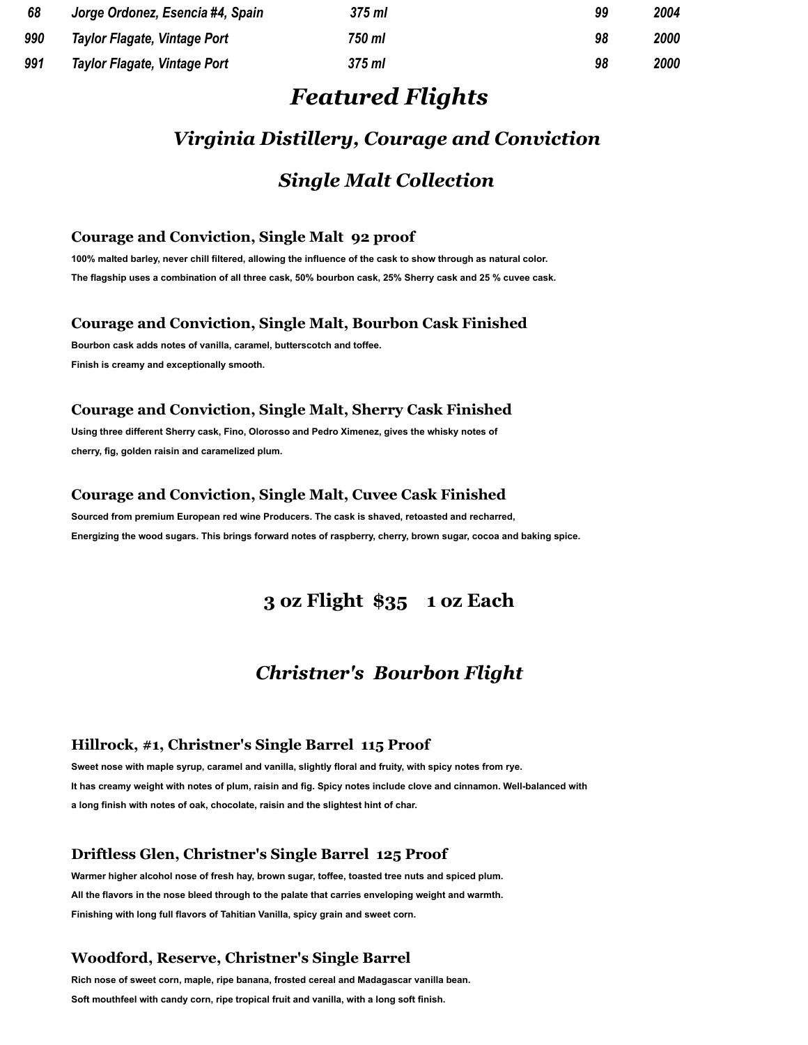| | | | | |
|---|---|---|---|---|
| *68* | *Jorge Ordonez, Esencia #4, Spain* | *375 ml* | *99* | *2004* |
| *990* | *Taylor Flagate, Vintage Port* | *750 ml* | *98* | *2000* |
| *991* | *Taylor Flagate, Vintage Port* | *375 ml* | *98* | *2000* |

# *Featured Flights*

## *Virginia Distillery, Courage and Conviction*

## *Single Malt Collection*

### Courage and Conviction, Single Malt 92 proof

**100% malted barley, never chill filtered, allowing the influence of the cask to show through as natural color.**

**The flagship uses a combination of all three cask, 50% bourbon cask, 25% Sherry cask and 25 % cuvee cask.**

### Courage and Conviction, Single Malt, Bourbon Cask Finished

**Bourbon cask adds notes of vanilla, caramel, butterscotch and toffee.**

**Finish is creamy and exceptionally smooth.**

### Courage and Conviction, Single Malt, Sherry Cask Finished

**Using three different Sherry cask, Fino, Olorosso and Pedro Ximenez, gives the whisky notes of cherry, fig, golden raisin and caramelized plum.**

### Courage and Conviction, Single Malt, Cuvee Cask Finished

**Sourced from premium European red wine Producers. The cask is shaved, retoasted and recharred, Energizing the wood sugars. This brings forward notes of raspberry, cherry, brown sugar, cocoa and baking spice.**

## 3 oz Flight $35 1 oz Each

## *Christner's Bourbon Flight*

### Hillrock, #1, Christner's Single Barrel 115 Proof

**Sweet nose with maple syrup, caramel and vanilla, slightly floral and fruity, with spicy notes from rye.**

**It has creamy weight with notes of plum, raisin and fig. Spicy notes include clove and cinnamon. Well-balanced with a long finish with notes of oak, chocolate, raisin and the slightest hint of char.**

### Driftless Glen, Christner's Single Barrel 125 Proof

**Warmer higher alcohol nose of fresh hay, brown sugar, toffee, toasted tree nuts and spiced plum.**

**All the flavors in the nose bleed through to the palate that carries enveloping weight and warmth.**

**Finishing with long full flavors of Tahitian Vanilla, spicy grain and sweet corn.**

### Woodford, Reserve, Christner's Single Barrel

**Rich nose of sweet corn, maple, ripe banana, frosted cereal and Madagascar vanilla bean.**

**Soft mouthfeel with candy corn, ripe tropical fruit and vanilla, with a long soft finish.**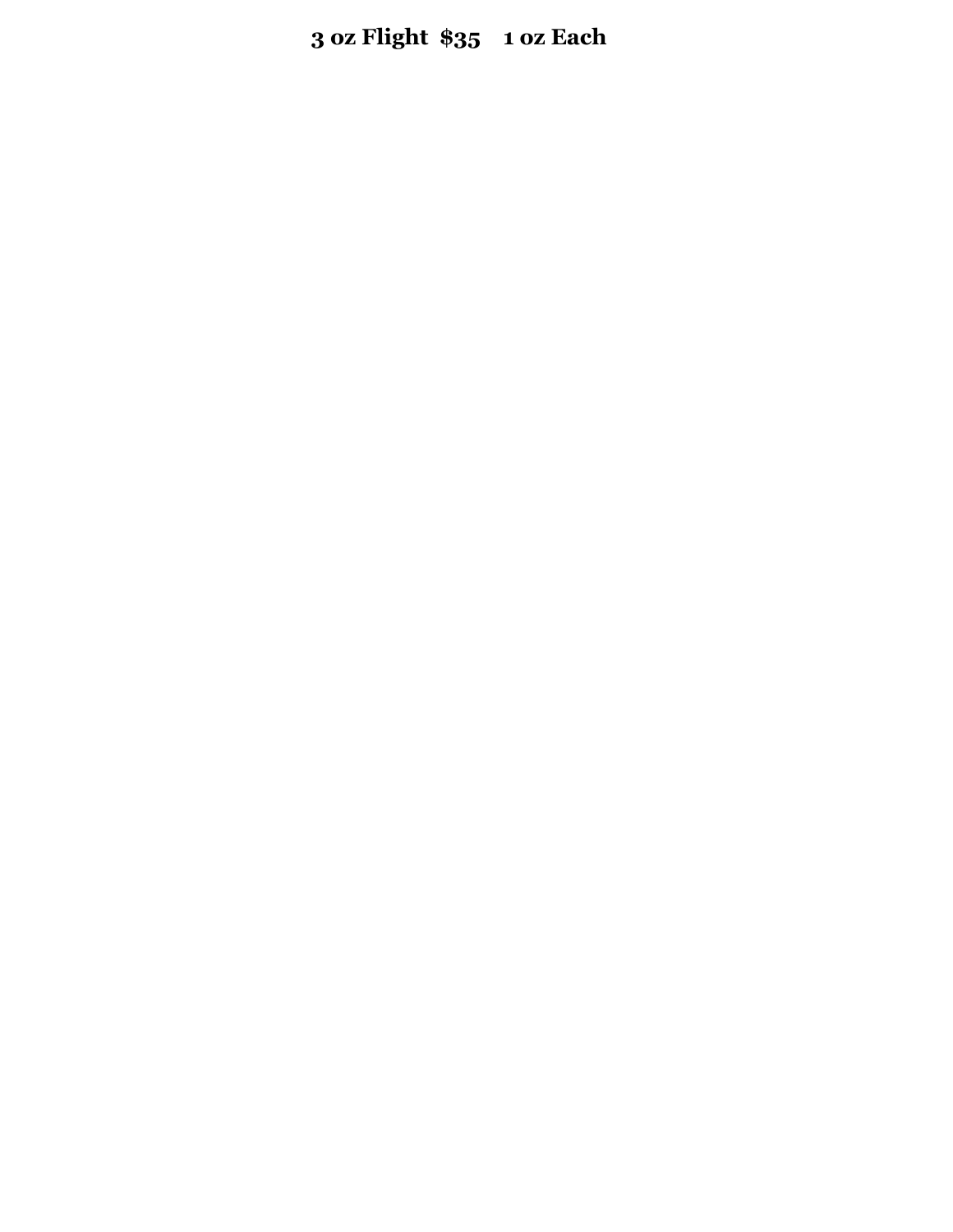**3 oz Flight $35 1 oz Each**